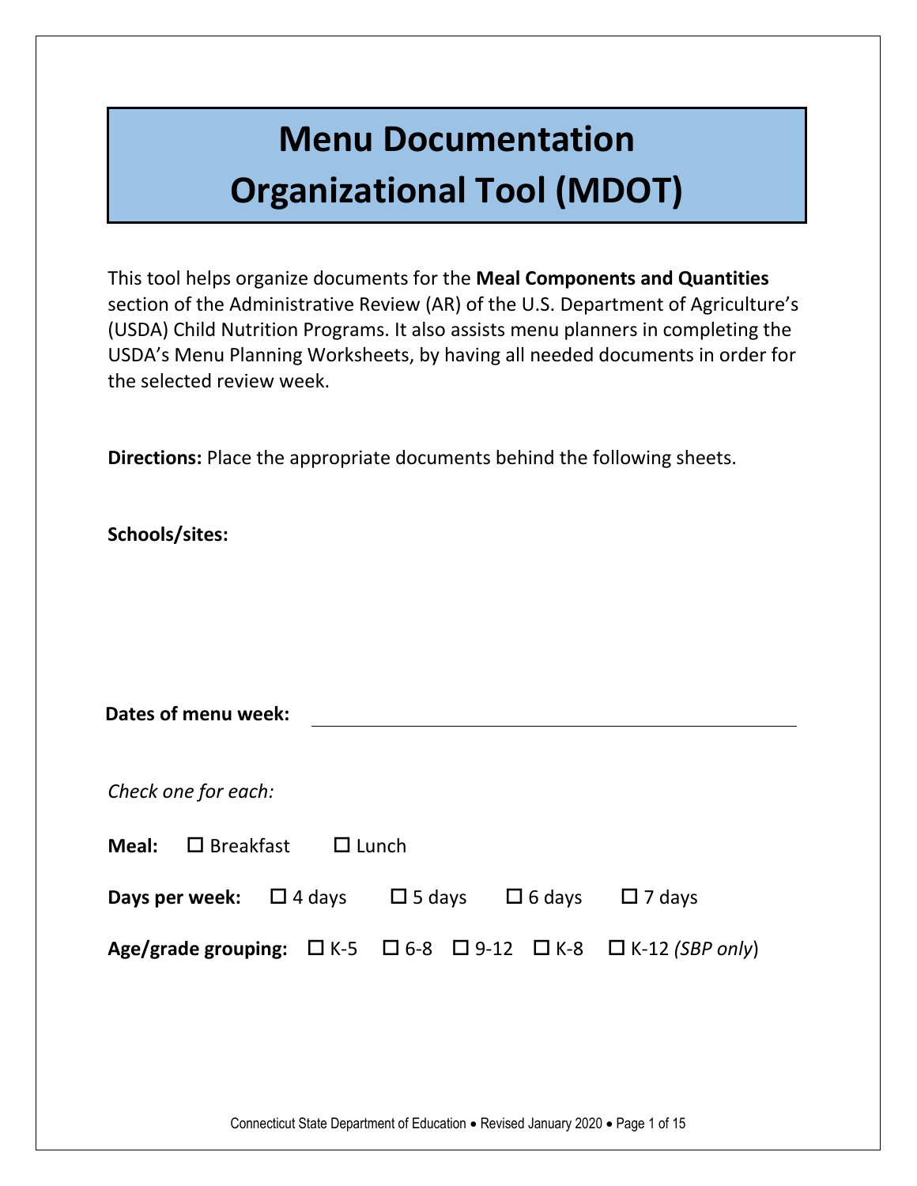# Menu Documentation Organizational Tool (MDOT)

This tool helps organize documents for the **Meal Components and Quantities** section of the Administrative Review (AR) of the U.S. Department of Agriculture's (USDA) Child Nutrition Programs. It also assists menu planners in completing the USDA's Menu Planning Worksheets, by having all needed documents in order for the selected review week.

**Directions:** Place the appropriate documents behind the following sheets.

**Schools/sites:**

**Dates of menu week:** ______________________________

*Check one for each:*

**Meal:** ☐ Breakfast ☐ Lunch

**Days per week:** ☐ 4 days ☐ 5 days ☐ 6 days ☐ 7 days

**Age/grade grouping:** ☐ K-5 ☐ 6-8 ☐ 9-12 ☐ K-8 ☐ K-12 (*SBP only*)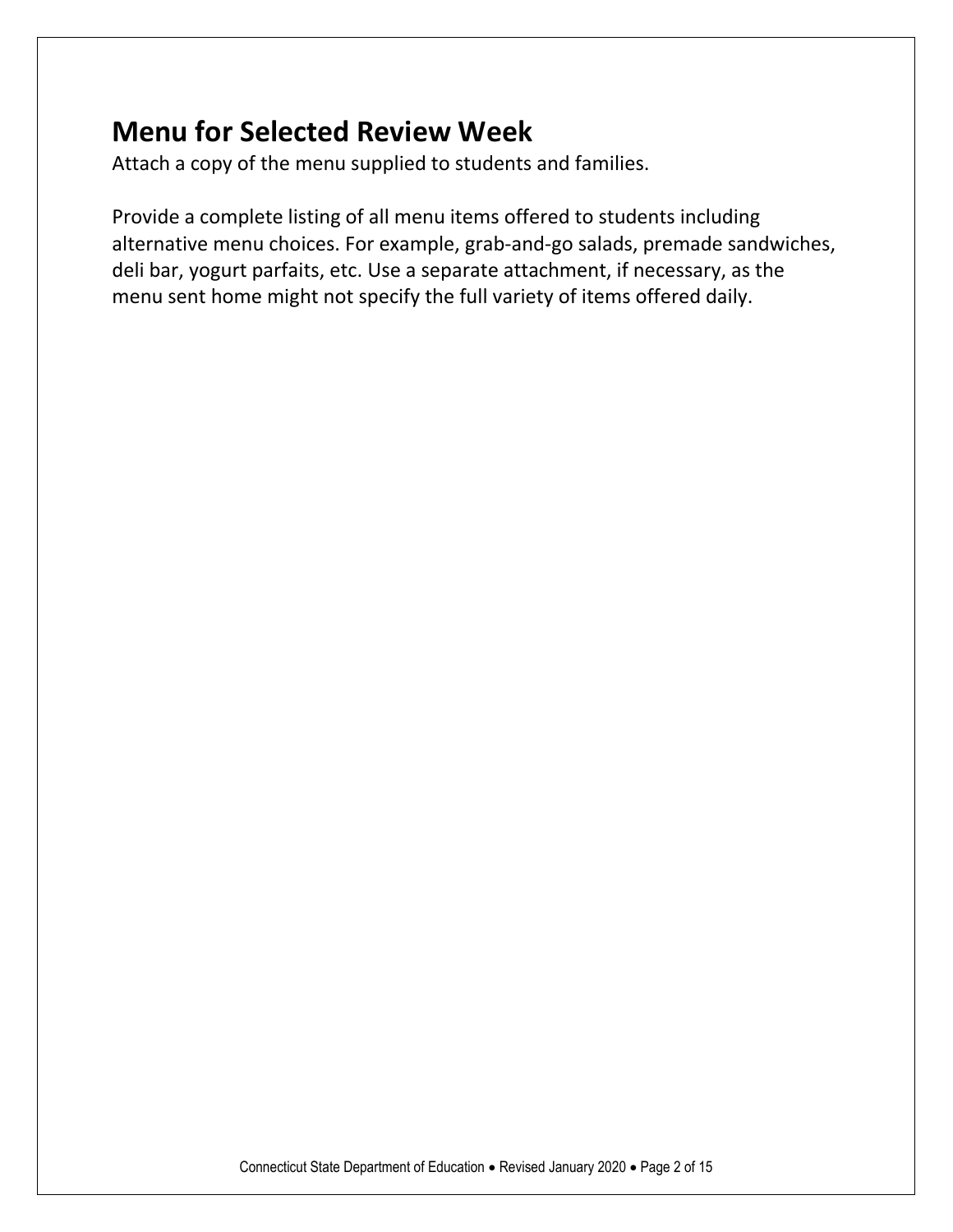## Menu for Selected Review Week

Attach a copy of the menu supplied to students and families.

Provide a complete listing of all menu items offered to students including alternative menu choices. For example, grab-and-go salads, premade sandwiches, deli bar, yogurt parfaits, etc. Use a separate attachment, if necessary, as the menu sent home might not specify the full variety of items offered daily.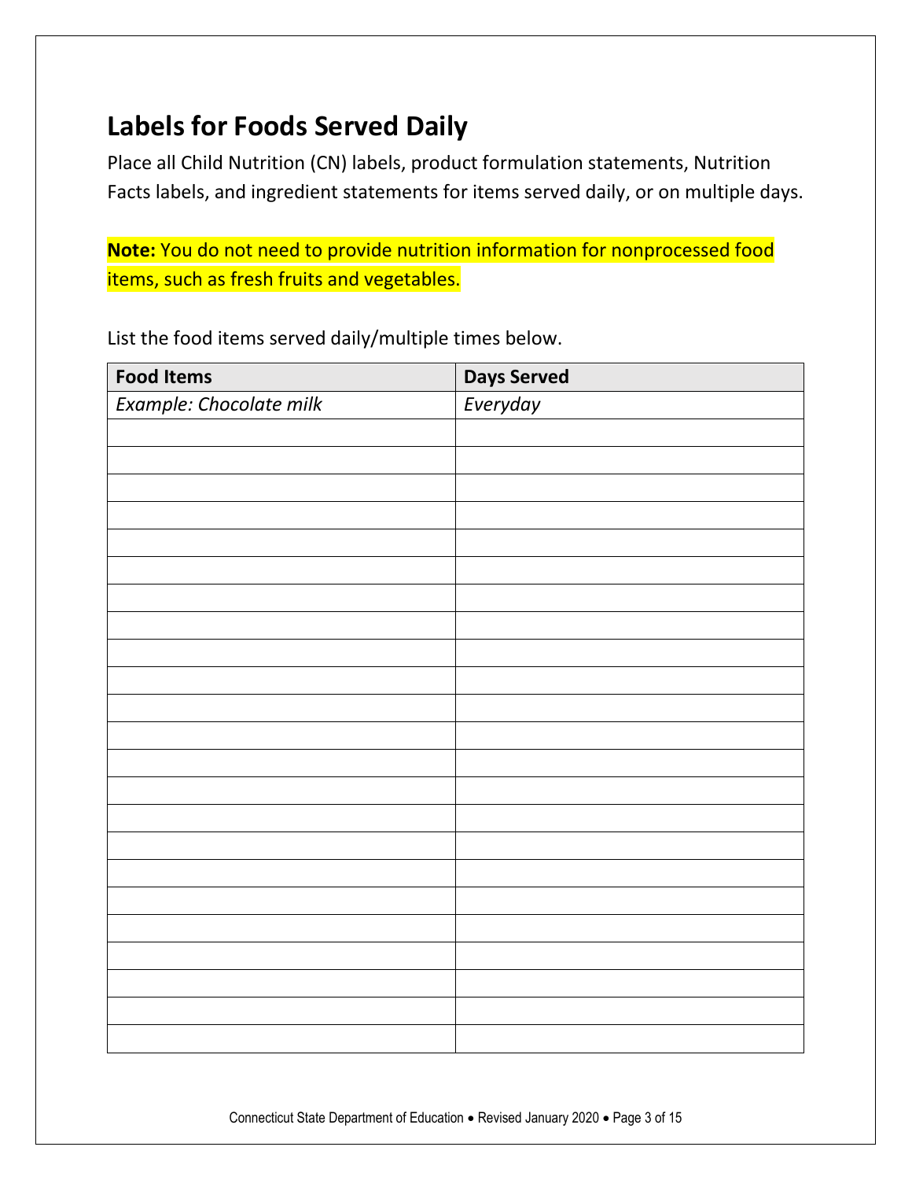## Labels for Foods Served Daily

Place all Child Nutrition (CN) labels, product formulation statements, Nutrition Facts labels, and ingredient statements for items served daily, or on multiple days.

**Note:** You do not need to provide nutrition information for nonprocessed food items, such as fresh fruits and vegetables.

List the food items served daily/multiple times below.

| Food Items | Days Served |
|---|---|
| *Example: Chocolate milk* | *Everyday* |
| | |
| | |
| | |
| | |
| | |
| | |
| | |
| | |
| | |
| | |
| | |
| | |
| | |
| | |
| | |
| | |
| | |
| | |
| | |
| | |
| | |
| | |
| | |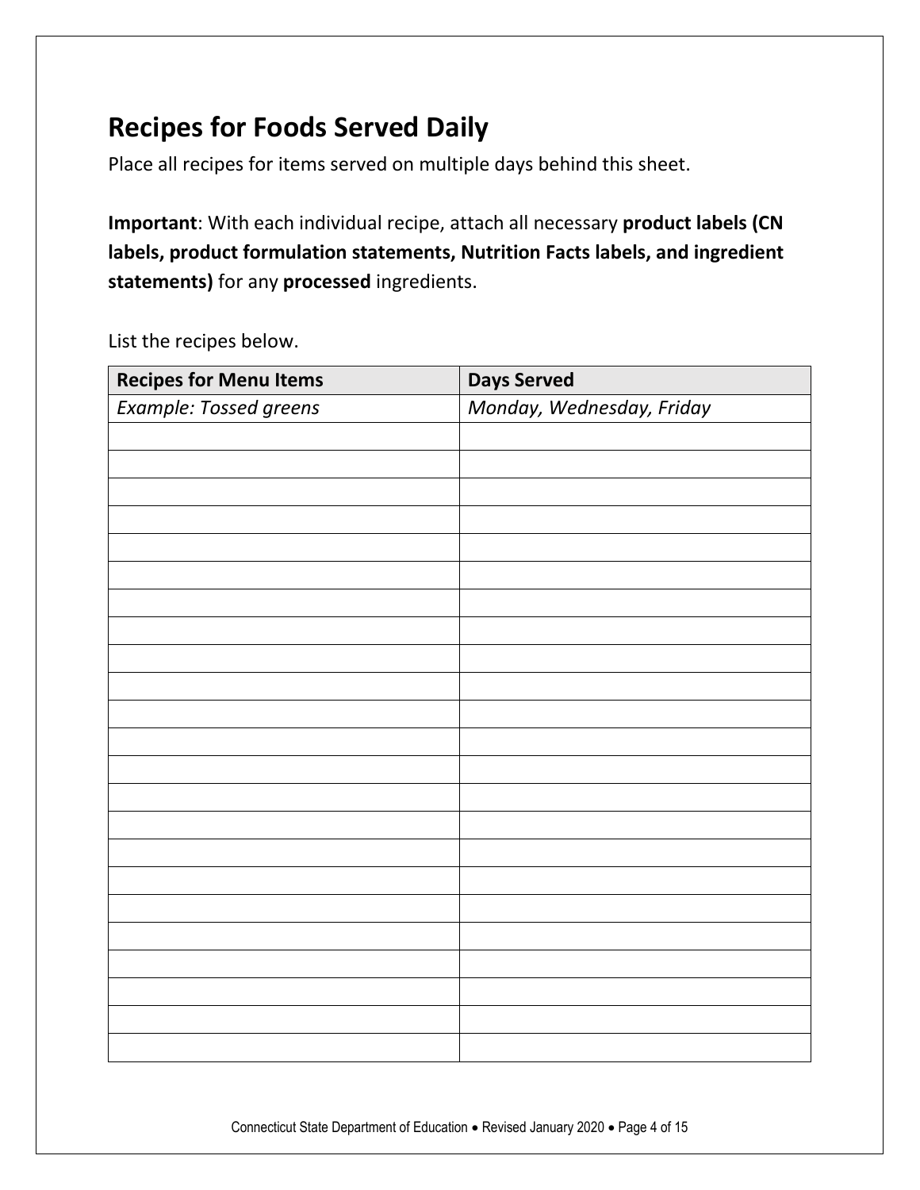# Recipes for Foods Served Daily

Place all recipes for items served on multiple days behind this sheet.

**Important**: With each individual recipe, attach all necessary **product labels (CN labels, product formulation statements, Nutrition Facts labels, and ingredient statements)** for any **processed** ingredients.

List the recipes below.

| Recipes for Menu Items | Days Served |
|---|---|
| *Example: Tossed greens* | *Monday, Wednesday, Friday* |
| | |
| | |
| | |
| | |
| | |
| | |
| | |
| | |
| | |
| | |
| | |
| | |
| | |
| | |
| | |
| | |
| | |
| | |
| | |
| | |
| | |
| | |
| | |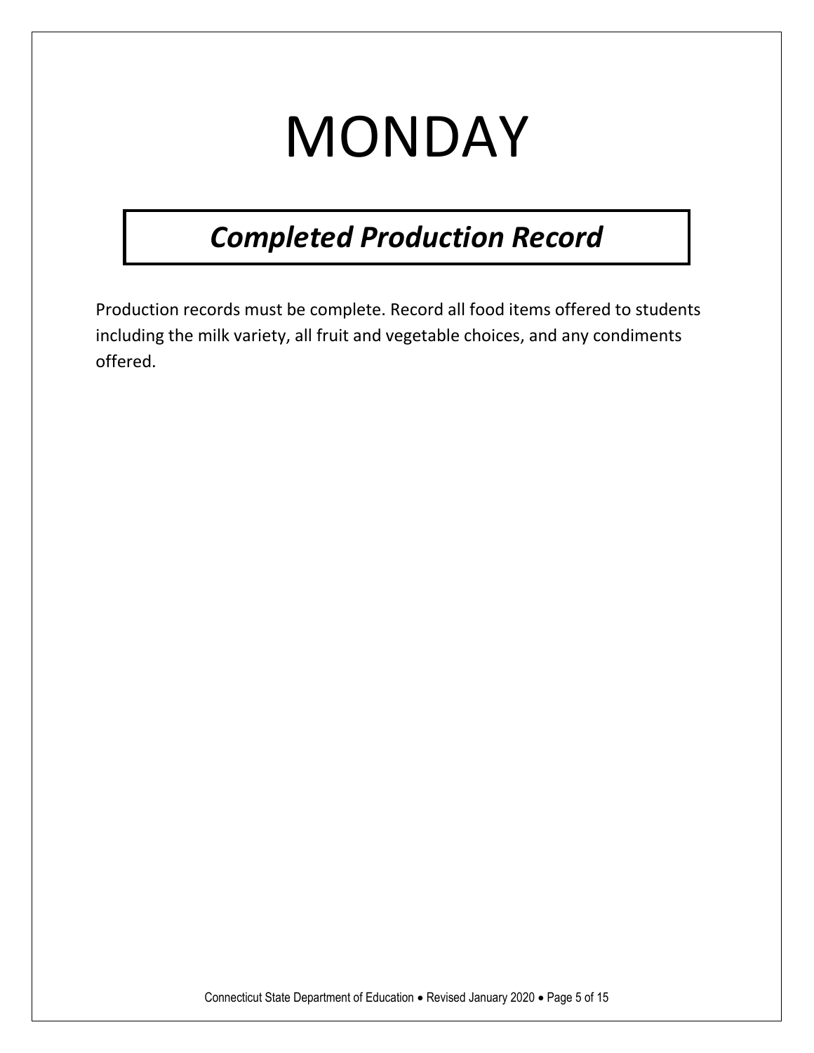# MONDAY

## ***Completed Production Record***

Production records must be complete. Record all food items offered to students including the milk variety, all fruit and vegetable choices, and any condiments offered.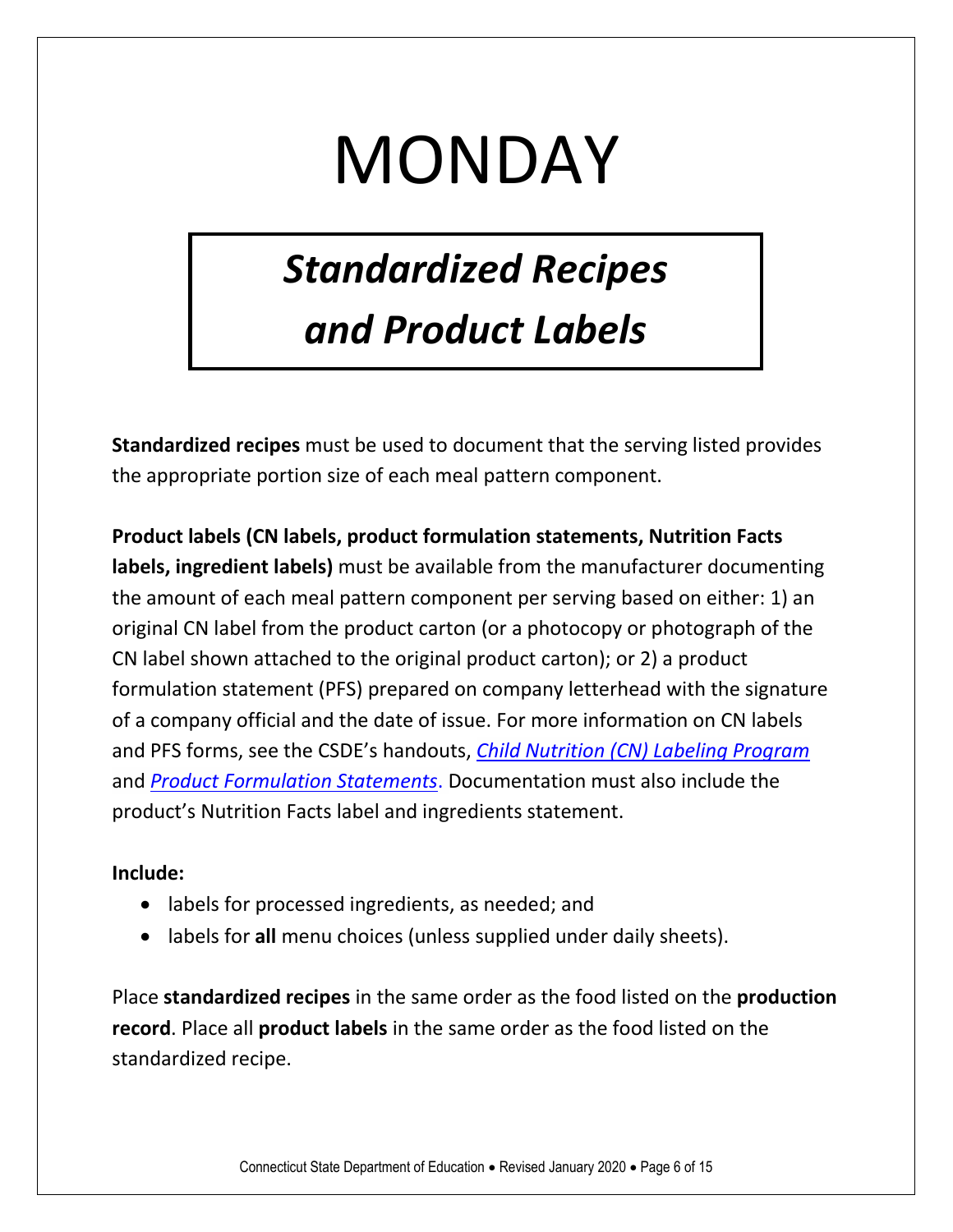# MONDAY

## *Standardized Recipes and Product Labels*

**Standardized recipes** must be used to document that the serving listed provides the appropriate portion size of each meal pattern component.

**Product labels (CN labels, product formulation statements, Nutrition Facts labels, ingredient labels)** must be available from the manufacturer documenting the amount of each meal pattern component per serving based on either: 1) an original CN label from the product carton (or a photocopy or photograph of the CN label shown attached to the original product carton); or 2) a product formulation statement (PFS) prepared on company letterhead with the signature of a company official and the date of issue. For more information on CN labels and PFS forms, see the CSDE's handouts, *Child Nutrition (CN) Labeling Program* and *Product Formulation Statements*. Documentation must also include the product's Nutrition Facts label and ingredients statement.

**Include:**

- labels for processed ingredients, as needed; and
- labels for **all** menu choices (unless supplied under daily sheets).

Place **standardized recipes** in the same order as the food listed on the **production record**. Place all **product labels** in the same order as the food listed on the standardized recipe.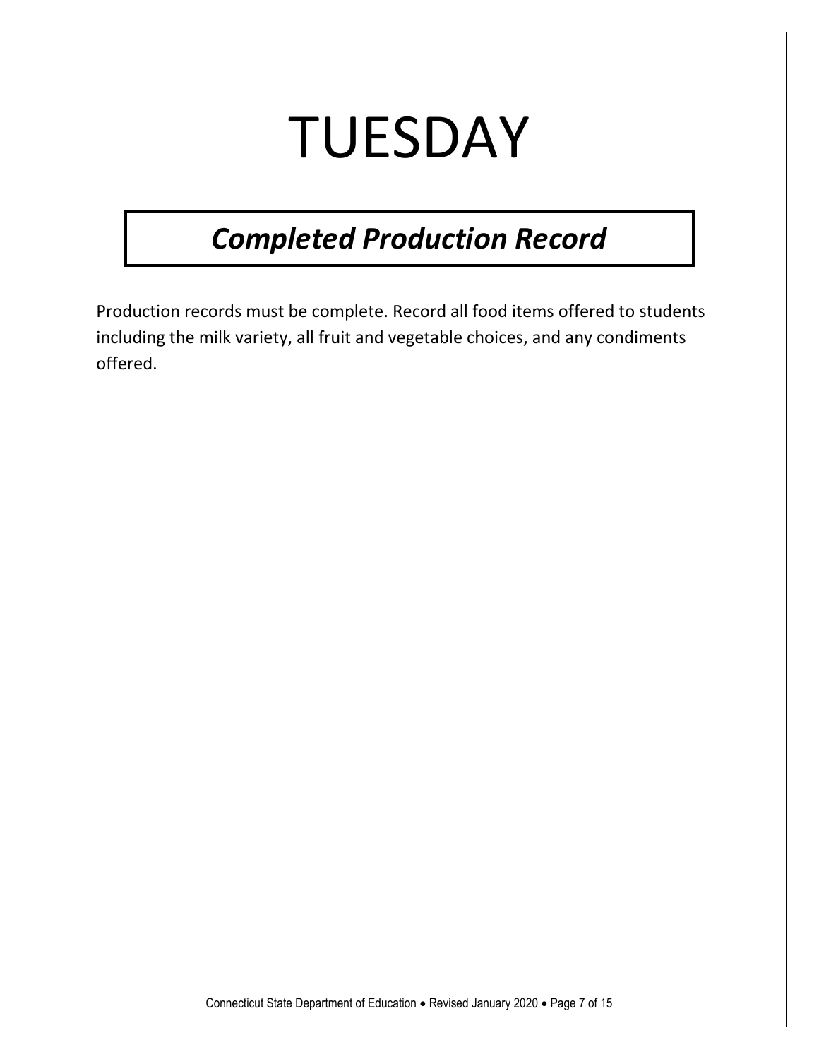# TUESDAY

## ***Completed Production Record***

Production records must be complete. Record all food items offered to students including the milk variety, all fruit and vegetable choices, and any condiments offered.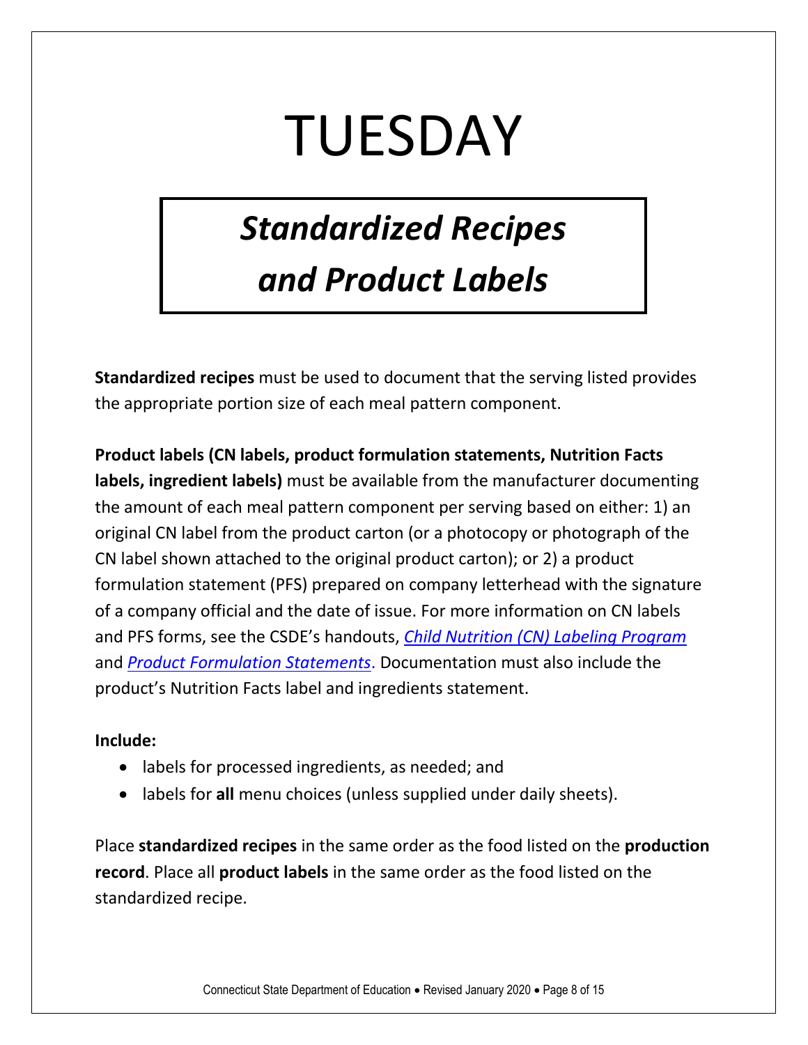# TUESDAY

## *Standardized Recipes and Product Labels*

**Standardized recipes** must be used to document that the serving listed provides the appropriate portion size of each meal pattern component.

**Product labels (CN labels, product formulation statements, Nutrition Facts labels, ingredient labels)** must be available from the manufacturer documenting the amount of each meal pattern component per serving based on either: 1) an original CN label from the product carton (or a photocopy or photograph of the CN label shown attached to the original product carton); or 2) a product formulation statement (PFS) prepared on company letterhead with the signature of a company official and the date of issue. For more information on CN labels and PFS forms, see the CSDE's handouts, *Child Nutrition (CN) Labeling Program* and *Product Formulation Statements*. Documentation must also include the product's Nutrition Facts label and ingredients statement.

**Include:**

- labels for processed ingredients, as needed; and
- labels for **all** menu choices (unless supplied under daily sheets).

Place **standardized recipes** in the same order as the food listed on the **production record**. Place all **product labels** in the same order as the food listed on the standardized recipe.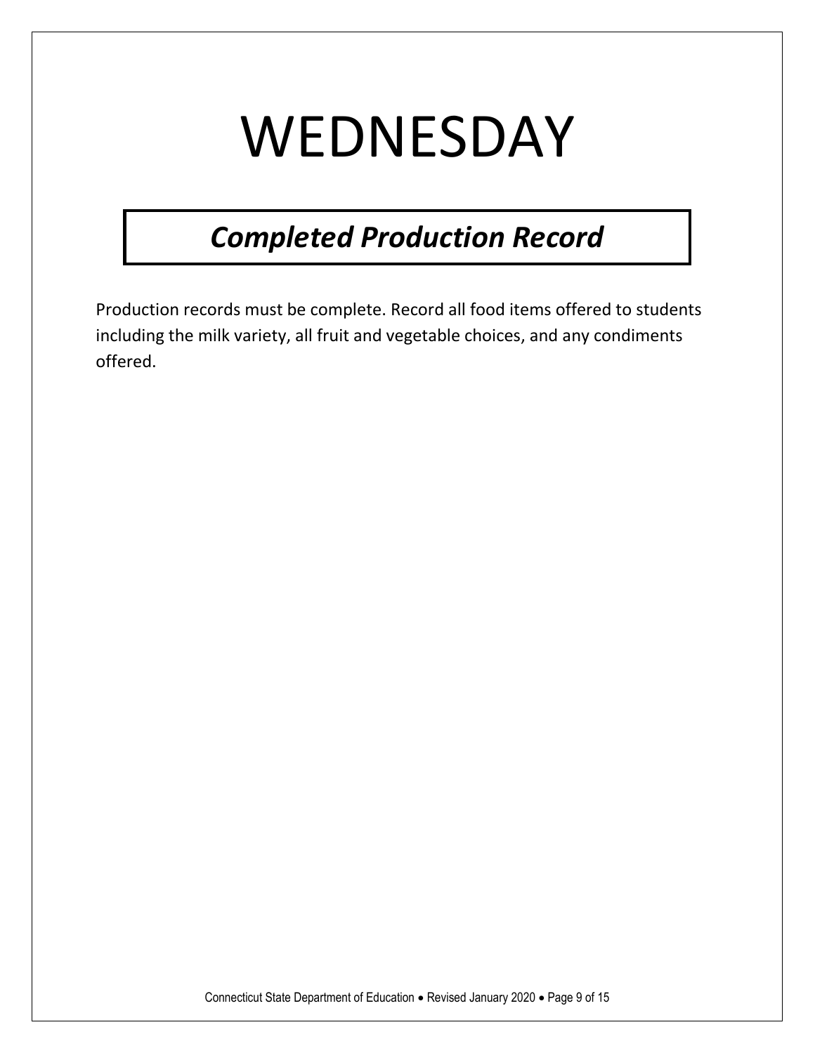# WEDNESDAY

## ***Completed Production Record***

Production records must be complete. Record all food items offered to students including the milk variety, all fruit and vegetable choices, and any condiments offered.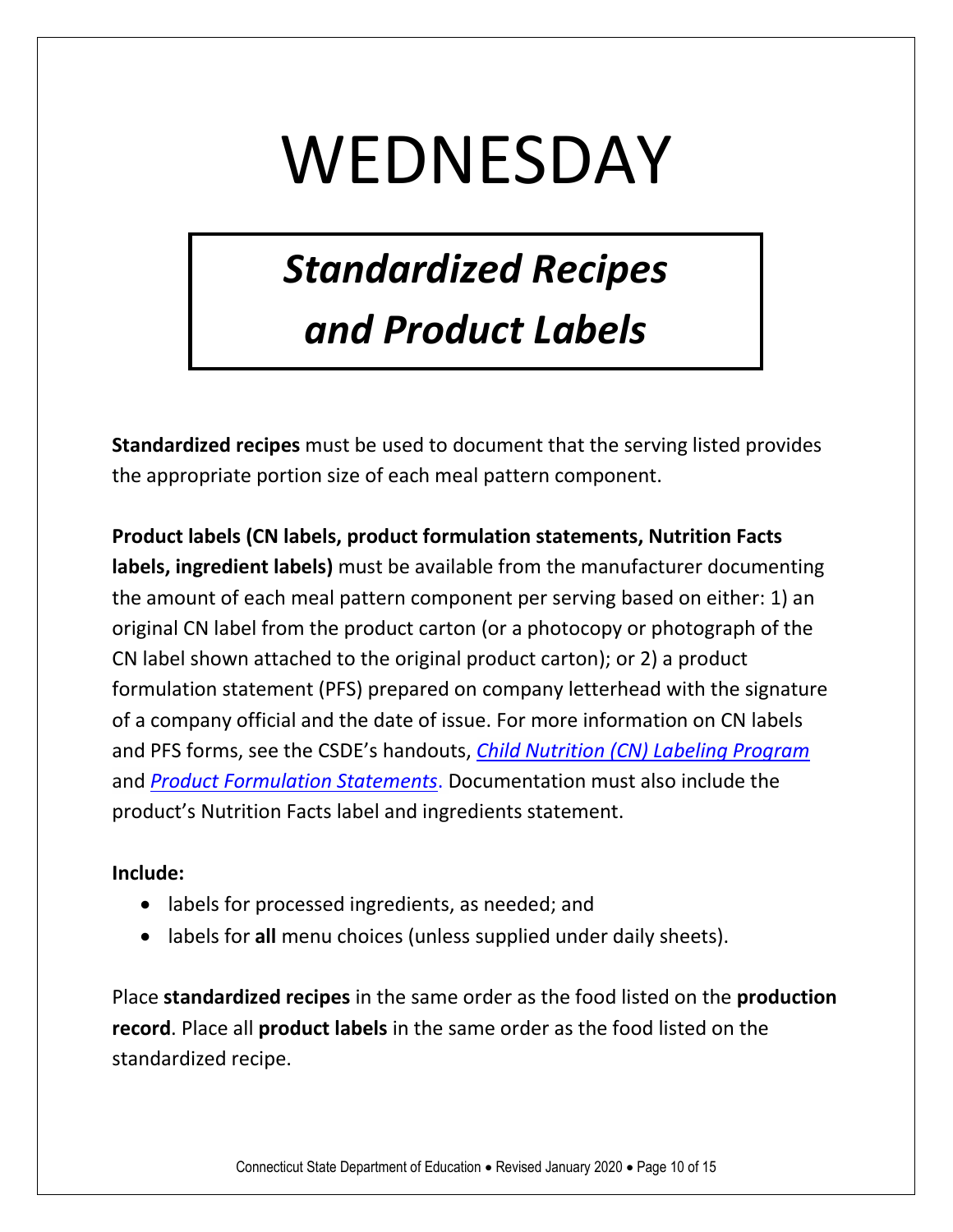# WEDNESDAY

## *Standardized Recipes and Product Labels*

**Standardized recipes** must be used to document that the serving listed provides the appropriate portion size of each meal pattern component.

**Product labels (CN labels, product formulation statements, Nutrition Facts labels, ingredient labels)** must be available from the manufacturer documenting the amount of each meal pattern component per serving based on either: 1) an original CN label from the product carton (or a photocopy or photograph of the CN label shown attached to the original product carton); or 2) a product formulation statement (PFS) prepared on company letterhead with the signature of a company official and the date of issue. For more information on CN labels and PFS forms, see the CSDE's handouts, *Child Nutrition (CN) Labeling Program* and *Product Formulation Statements*. Documentation must also include the product's Nutrition Facts label and ingredients statement.

**Include:**

- labels for processed ingredients, as needed; and
- labels for **all** menu choices (unless supplied under daily sheets).

Place **standardized recipes** in the same order as the food listed on the **production record**. Place all **product labels** in the same order as the food listed on the standardized recipe.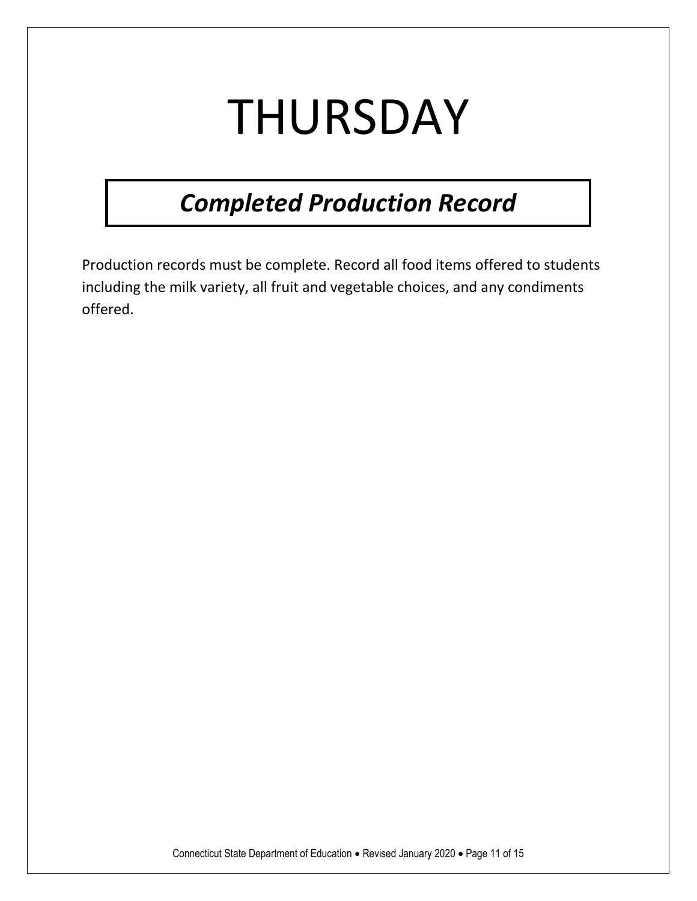# THURSDAY

## ***Completed Production Record***

Production records must be complete. Record all food items offered to students including the milk variety, all fruit and vegetable choices, and any condiments offered.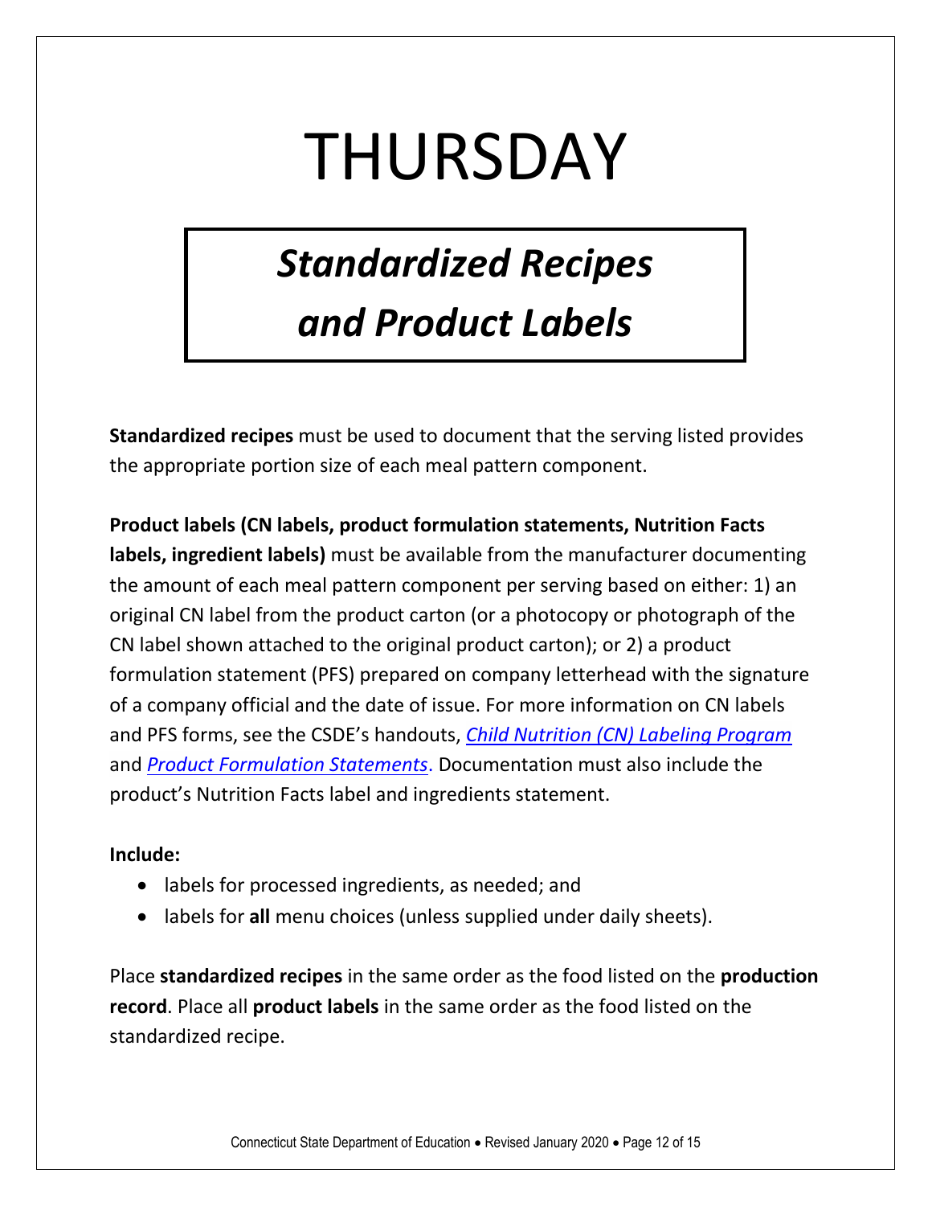# THURSDAY

## *Standardized Recipes and Product Labels*

**Standardized recipes** must be used to document that the serving listed provides the appropriate portion size of each meal pattern component.

**Product labels (CN labels, product formulation statements, Nutrition Facts labels, ingredient labels)** must be available from the manufacturer documenting the amount of each meal pattern component per serving based on either: 1) an original CN label from the product carton (or a photocopy or photograph of the CN label shown attached to the original product carton); or 2) a product formulation statement (PFS) prepared on company letterhead with the signature of a company official and the date of issue. For more information on CN labels and PFS forms, see the CSDE's handouts, *Child Nutrition (CN) Labeling Program* and *Product Formulation Statements*. Documentation must also include the product's Nutrition Facts label and ingredients statement.

**Include:**

- labels for processed ingredients, as needed; and
- labels for **all** menu choices (unless supplied under daily sheets).

Place **standardized recipes** in the same order as the food listed on the **production record**. Place all **product labels** in the same order as the food listed on the standardized recipe.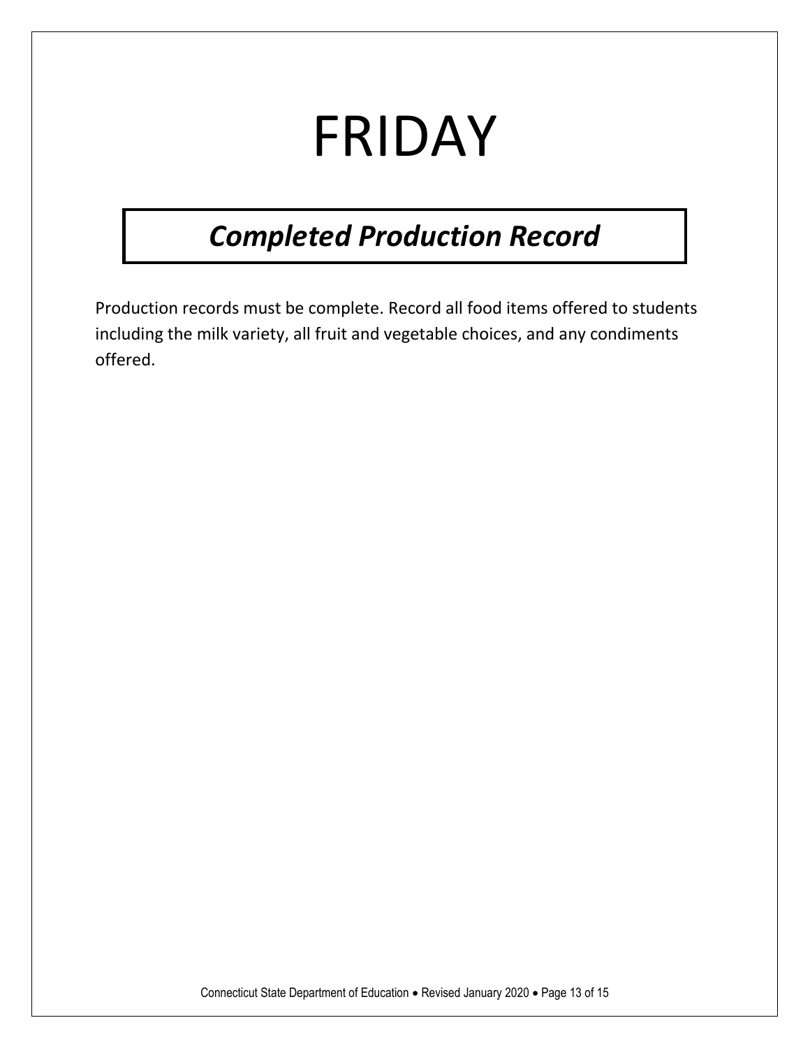# FRIDAY

## ***Completed Production Record***

Production records must be complete. Record all food items offered to students including the milk variety, all fruit and vegetable choices, and any condiments offered.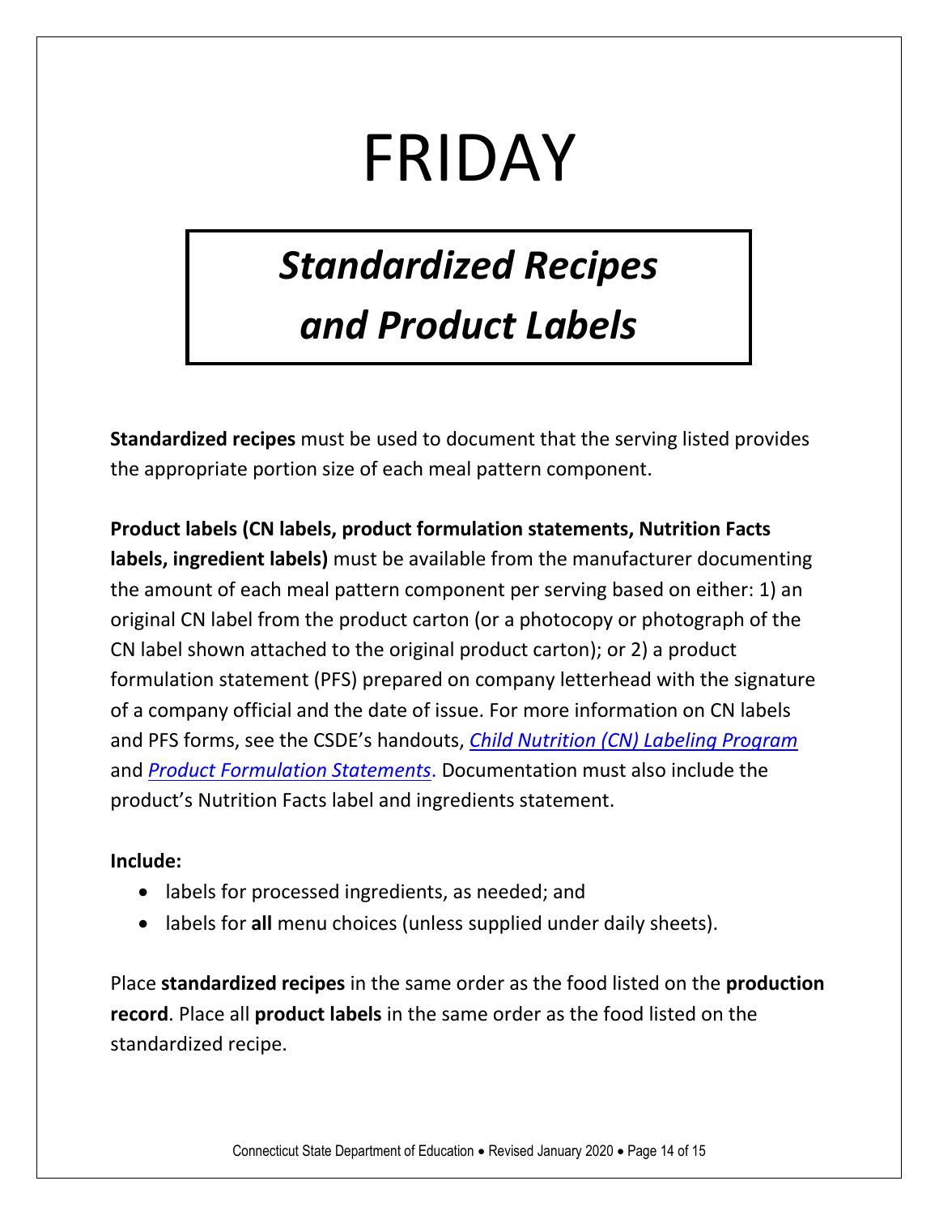# FRIDAY

## *Standardized Recipes and Product Labels*

**Standardized recipes** must be used to document that the serving listed provides the appropriate portion size of each meal pattern component.

**Product labels (CN labels, product formulation statements, Nutrition Facts labels, ingredient labels)** must be available from the manufacturer documenting the amount of each meal pattern component per serving based on either: 1) an original CN label from the product carton (or a photocopy or photograph of the CN label shown attached to the original product carton); or 2) a product formulation statement (PFS) prepared on company letterhead with the signature of a company official and the date of issue. For more information on CN labels and PFS forms, see the CSDE's handouts, *Child Nutrition (CN) Labeling Program* and *Product Formulation Statements*. Documentation must also include the product's Nutrition Facts label and ingredients statement.

**Include:**

- labels for processed ingredients, as needed; and
- labels for **all** menu choices (unless supplied under daily sheets).

Place **standardized recipes** in the same order as the food listed on the **production record**. Place all **product labels** in the same order as the food listed on the standardized recipe.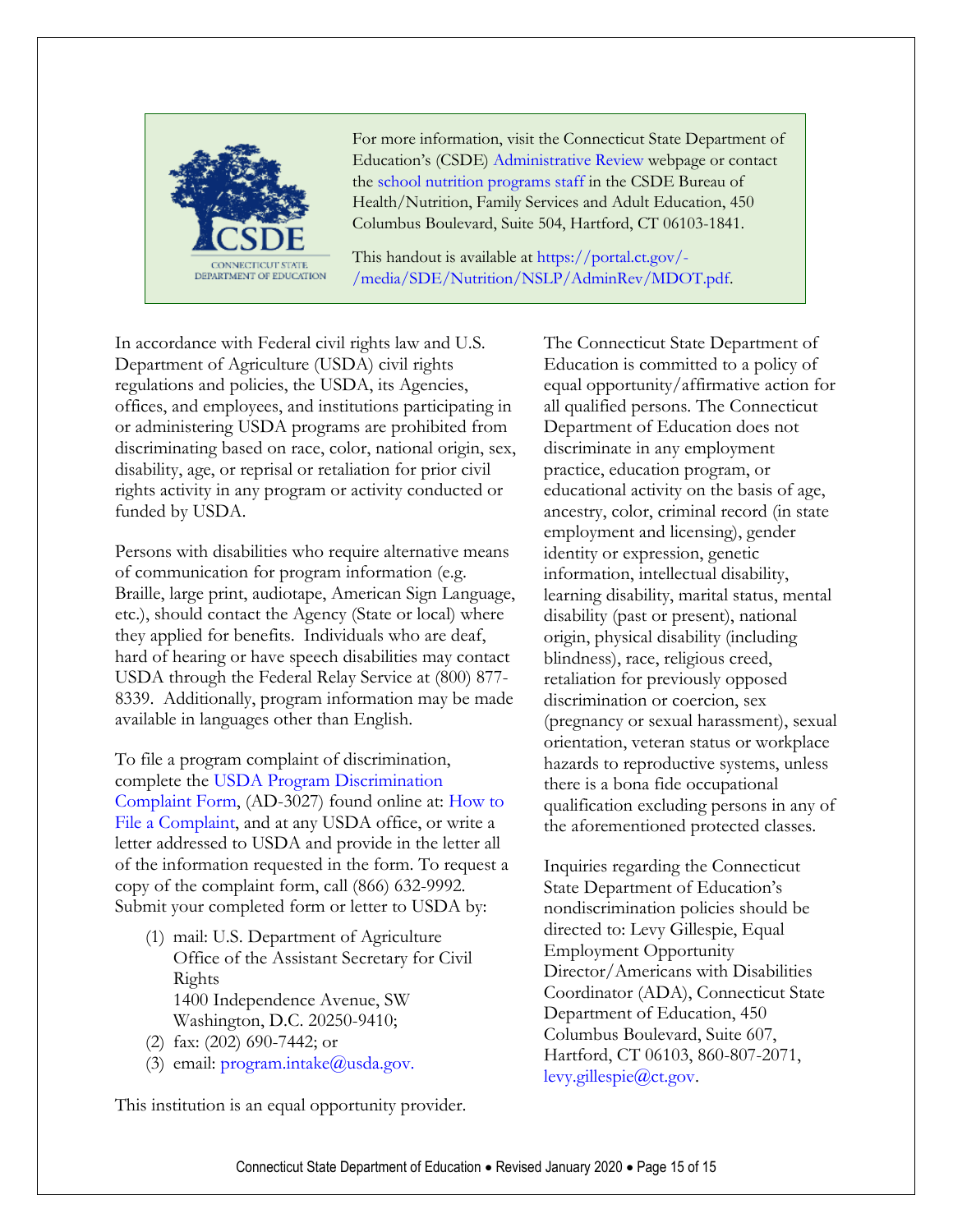For more information, visit the Connecticut State Department of Education's (CSDE) Administrative Review webpage or contact the school nutrition programs staff in the CSDE Bureau of Health/Nutrition, Family Services and Adult Education, 450 Columbus Boulevard, Suite 504, Hartford, CT 06103-1841.

This handout is available at https://portal.ct.gov/-/media/SDE/Nutrition/NSLP/AdminRev/MDOT.pdf.

In accordance with Federal civil rights law and U.S. Department of Agriculture (USDA) civil rights regulations and policies, the USDA, its Agencies, offices, and employees, and institutions participating in or administering USDA programs are prohibited from discriminating based on race, color, national origin, sex, disability, age, or reprisal or retaliation for prior civil rights activity in any program or activity conducted or funded by USDA.

Persons with disabilities who require alternative means of communication for program information (e.g. Braille, large print, audiotape, American Sign Language, etc.), should contact the Agency (State or local) where they applied for benefits. Individuals who are deaf, hard of hearing or have speech disabilities may contact USDA through the Federal Relay Service at (800) 877-8339. Additionally, program information may be made available in languages other than English.

To file a program complaint of discrimination, complete the USDA Program Discrimination Complaint Form, (AD-3027) found online at: How to File a Complaint, and at any USDA office, or write a letter addressed to USDA and provide in the letter all of the information requested in the form. To request a copy of the complaint form, call (866) 632-9992. Submit your completed form or letter to USDA by:

(1) mail: U.S. Department of Agriculture
Office of the Assistant Secretary for Civil Rights
1400 Independence Avenue, SW
Washington, D.C. 20250-9410;
(2) fax: (202) 690-7442; or
(3) email: program.intake@usda.gov.

This institution is an equal opportunity provider.

The Connecticut State Department of Education is committed to a policy of equal opportunity/affirmative action for all qualified persons. The Connecticut Department of Education does not discriminate in any employment practice, education program, or educational activity on the basis of age, ancestry, color, criminal record (in state employment and licensing), gender identity or expression, genetic information, intellectual disability, learning disability, marital status, mental disability (past or present), national origin, physical disability (including blindness), race, religious creed, retaliation for previously opposed discrimination or coercion, sex (pregnancy or sexual harassment), sexual orientation, veteran status or workplace hazards to reproductive systems, unless there is a bona fide occupational qualification excluding persons in any of the aforementioned protected classes.

Inquiries regarding the Connecticut State Department of Education's nondiscrimination policies should be directed to: Levy Gillespie, Equal Employment Opportunity Director/Americans with Disabilities Coordinator (ADA), Connecticut State Department of Education, 450 Columbus Boulevard, Suite 607, Hartford, CT 06103, 860-807-2071, levy.gillespie@ct.gov.